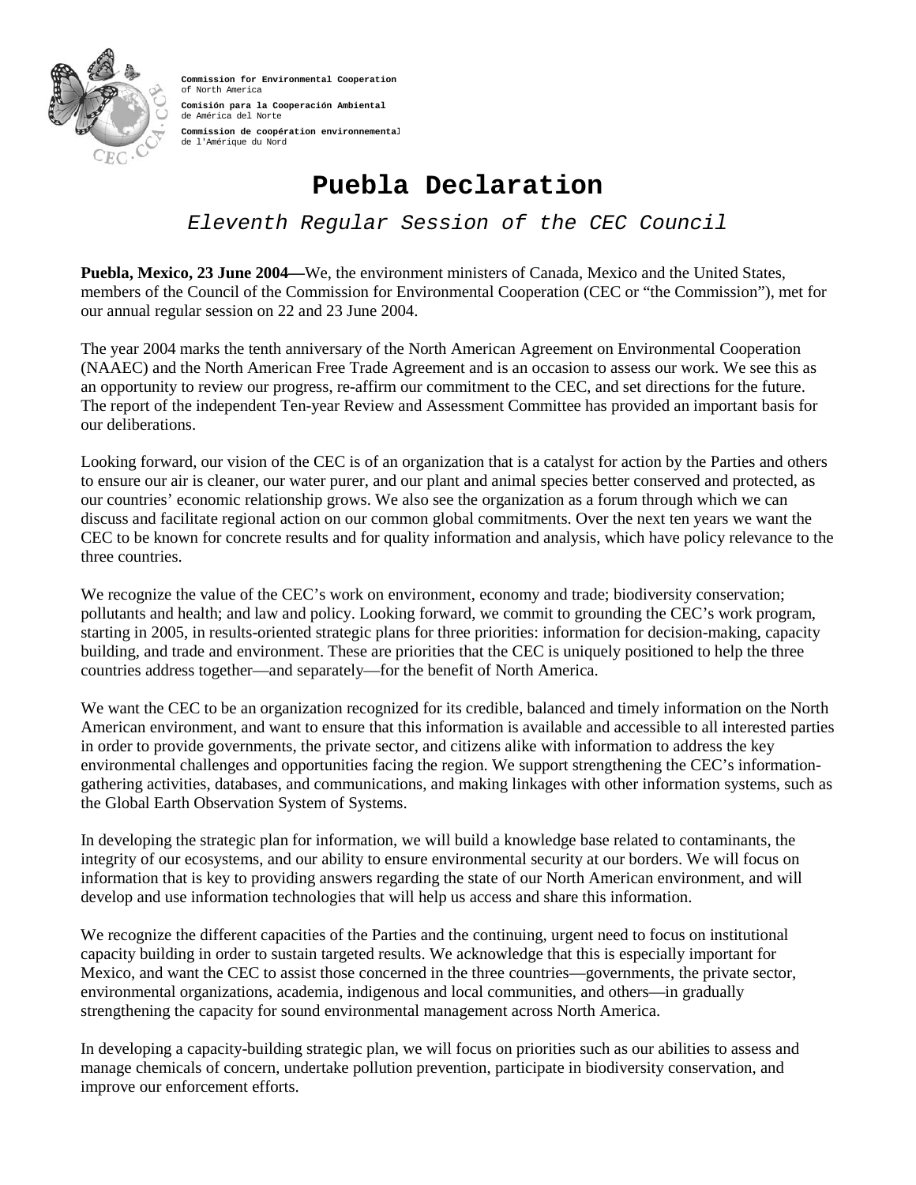**Commission for Environmental Cooperation**
of North America

**Comisión para la Cooperación Ambiental**
de América del Norte

**Commission de coopération environnementale**
de l'Amérique du Nord

# Puebla Declaration

*Eleventh Regular Session of the CEC Council*

**Puebla, Mexico, 23 June 2004—**We, the environment ministers of Canada, Mexico and the United States, members of the Council of the Commission for Environmental Cooperation (CEC or "the Commission"), met for our annual regular session on 22 and 23 June 2004.

The year 2004 marks the tenth anniversary of the North American Agreement on Environmental Cooperation (NAAEC) and the North American Free Trade Agreement and is an occasion to assess our work. We see this as an opportunity to review our progress, re-affirm our commitment to the CEC, and set directions for the future. The report of the independent Ten-year Review and Assessment Committee has provided an important basis for our deliberations.

Looking forward, our vision of the CEC is of an organization that is a catalyst for action by the Parties and others to ensure our air is cleaner, our water purer, and our plant and animal species better conserved and protected, as our countries' economic relationship grows. We also see the organization as a forum through which we can discuss and facilitate regional action on our common global commitments. Over the next ten years we want the CEC to be known for concrete results and for quality information and analysis, which have policy relevance to the three countries.

We recognize the value of the CEC's work on environment, economy and trade; biodiversity conservation; pollutants and health; and law and policy. Looking forward, we commit to grounding the CEC's work program, starting in 2005, in results-oriented strategic plans for three priorities: information for decision-making, capacity building, and trade and environment. These are priorities that the CEC is uniquely positioned to help the three countries address together—and separately—for the benefit of North America.

We want the CEC to be an organization recognized for its credible, balanced and timely information on the North American environment, and want to ensure that this information is available and accessible to all interested parties in order to provide governments, the private sector, and citizens alike with information to address the key environmental challenges and opportunities facing the region. We support strengthening the CEC's information-gathering activities, databases, and communications, and making linkages with other information systems, such as the Global Earth Observation System of Systems.

In developing the strategic plan for information, we will build a knowledge base related to contaminants, the integrity of our ecosystems, and our ability to ensure environmental security at our borders. We will focus on information that is key to providing answers regarding the state of our North American environment, and will develop and use information technologies that will help us access and share this information.

We recognize the different capacities of the Parties and the continuing, urgent need to focus on institutional capacity building in order to sustain targeted results. We acknowledge that this is especially important for Mexico, and want the CEC to assist those concerned in the three countries—governments, the private sector, environmental organizations, academia, indigenous and local communities, and others—in gradually strengthening the capacity for sound environmental management across North America.

In developing a capacity-building strategic plan, we will focus on priorities such as our abilities to assess and manage chemicals of concern, undertake pollution prevention, participate in biodiversity conservation, and improve our enforcement efforts.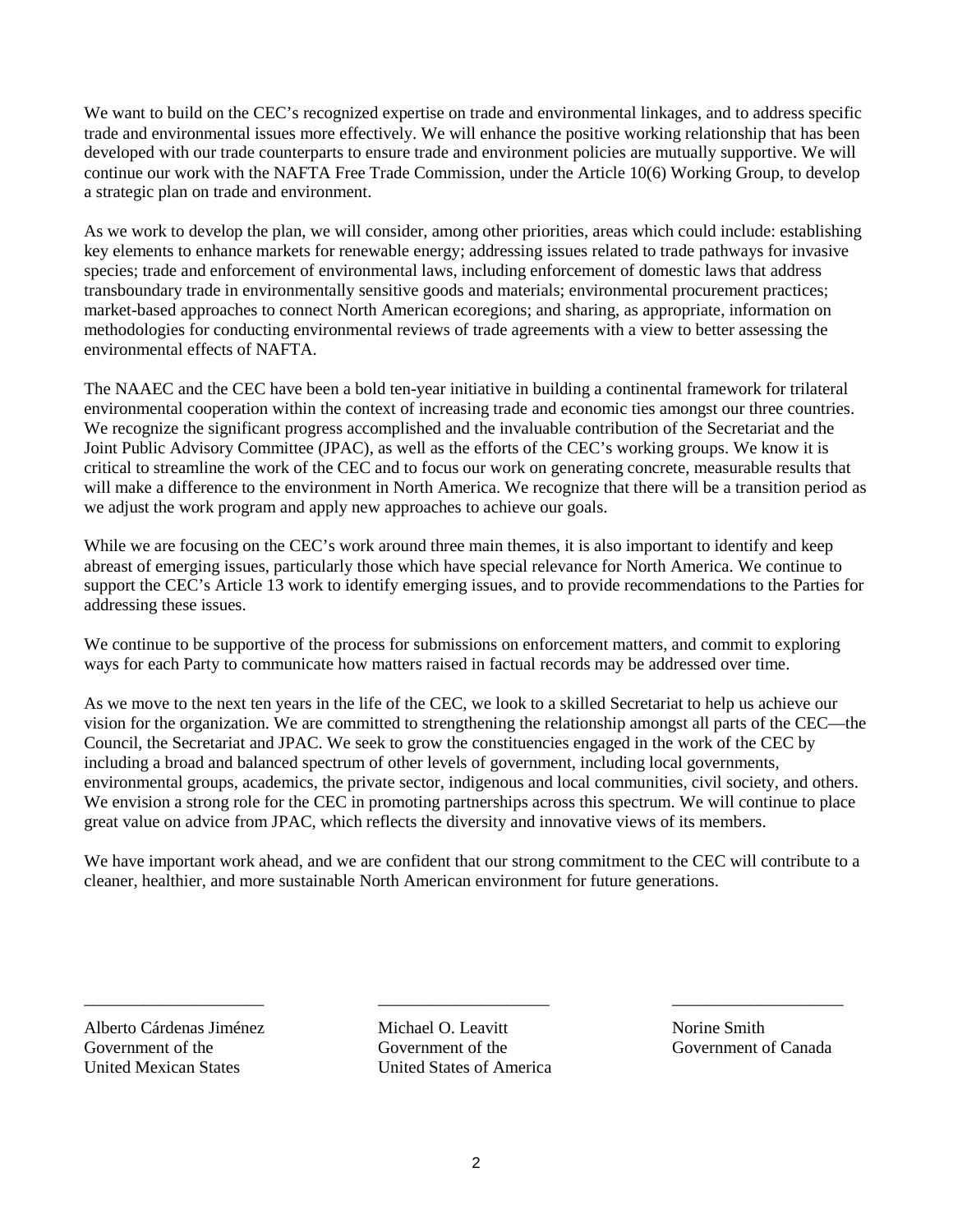We want to build on the CEC's recognized expertise on trade and environmental linkages, and to address specific trade and environmental issues more effectively. We will enhance the positive working relationship that has been developed with our trade counterparts to ensure trade and environment policies are mutually supportive. We will continue our work with the NAFTA Free Trade Commission, under the Article 10(6) Working Group, to develop a strategic plan on trade and environment.

As we work to develop the plan, we will consider, among other priorities, areas which could include: establishing key elements to enhance markets for renewable energy; addressing issues related to trade pathways for invasive species; trade and enforcement of environmental laws, including enforcement of domestic laws that address transboundary trade in environmentally sensitive goods and materials; environmental procurement practices; market-based approaches to connect North American ecoregions; and sharing, as appropriate, information on methodologies for conducting environmental reviews of trade agreements with a view to better assessing the environmental effects of NAFTA.

The NAAEC and the CEC have been a bold ten-year initiative in building a continental framework for trilateral environmental cooperation within the context of increasing trade and economic ties amongst our three countries. We recognize the significant progress accomplished and the invaluable contribution of the Secretariat and the Joint Public Advisory Committee (JPAC), as well as the efforts of the CEC's working groups. We know it is critical to streamline the work of the CEC and to focus our work on generating concrete, measurable results that will make a difference to the environment in North America. We recognize that there will be a transition period as we adjust the work program and apply new approaches to achieve our goals.

While we are focusing on the CEC's work around three main themes, it is also important to identify and keep abreast of emerging issues, particularly those which have special relevance for North America. We continue to support the CEC's Article 13 work to identify emerging issues, and to provide recommendations to the Parties for addressing these issues.

We continue to be supportive of the process for submissions on enforcement matters, and commit to exploring ways for each Party to communicate how matters raised in factual records may be addressed over time.

As we move to the next ten years in the life of the CEC, we look to a skilled Secretariat to help us achieve our vision for the organization. We are committed to strengthening the relationship amongst all parts of the CEC—the Council, the Secretariat and JPAC. We seek to grow the constituencies engaged in the work of the CEC by including a broad and balanced spectrum of other levels of government, including local governments, environmental groups, academics, the private sector, indigenous and local communities, civil society, and others. We envision a strong role for the CEC in promoting partnerships across this spectrum. We will continue to place great value on advice from JPAC, which reflects the diversity and innovative views of its members.

We have important work ahead, and we are confident that our strong commitment to the CEC will contribute to a cleaner, healthier, and more sustainable North American environment for future generations.

| | | |
|---|---|---|
| ____________________ | ____________________ | ____________________ |
| Alberto Cárdenas Jiménez<br>Government of the<br>United Mexican States | Michael O. Leavitt<br>Government of the<br>United States of America | Norine Smith<br>Government of Canada |